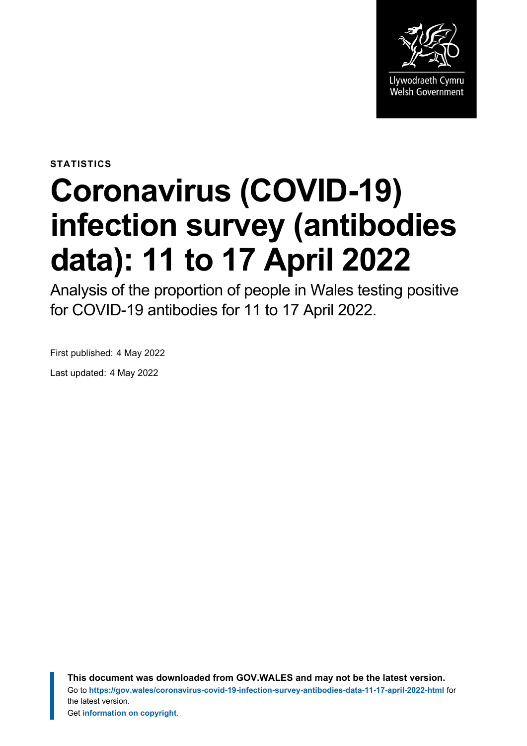Llywodraeth Cymru
Welsh Government

STATISTICS

# Coronavirus (COVID-19) infection survey (antibodies data): 11 to 17 April 2022

Analysis of the proportion of people in Wales testing positive for COVID-19 antibodies for 11 to 17 April 2022.

First published: 4 May 2022

Last updated: 4 May 2022

**This document was downloaded from GOV.WALES and may not be the latest version.**
Go to **https://gov.wales/coronavirus-covid-19-infection-survey-antibodies-data-11-17-april-2022-html** for the latest version.
Get **information on copyright**.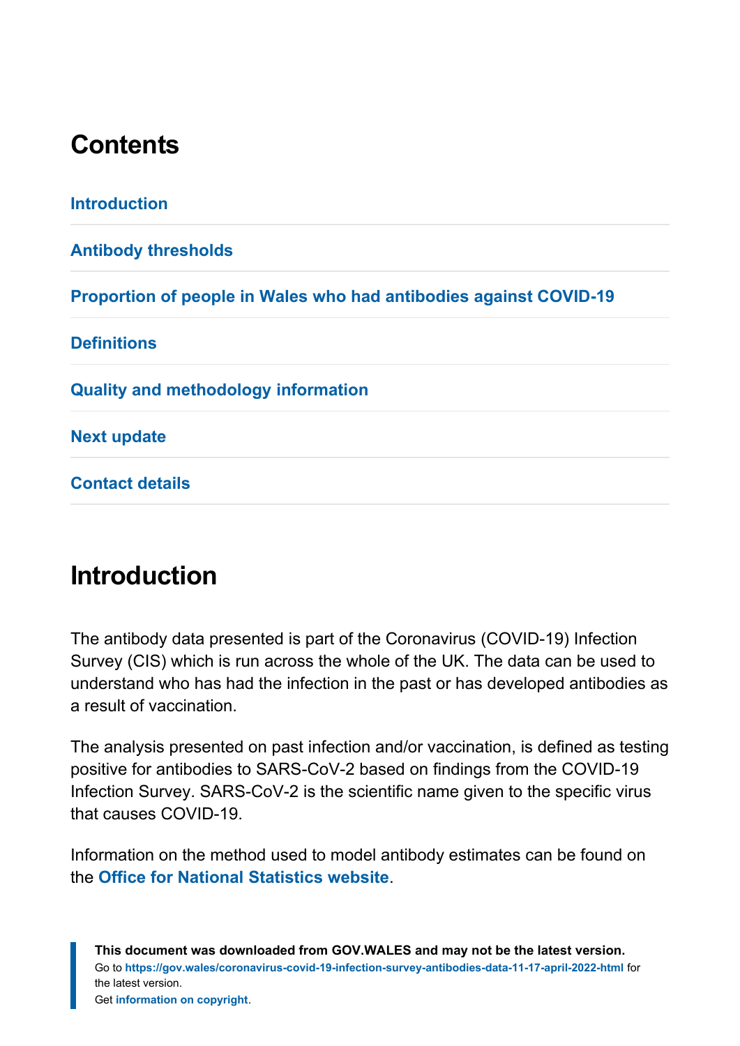## Contents

- Introduction
- Antibody thresholds
- Proportion of people in Wales who had antibodies against COVID-19
- Definitions
- Quality and methodology information
- Next update
- Contact details

## Introduction

The antibody data presented is part of the Coronavirus (COVID-19) Infection Survey (CIS) which is run across the whole of the UK. The data can be used to understand who has had the infection in the past or has developed antibodies as a result of vaccination.

The analysis presented on past infection and/or vaccination, is defined as testing positive for antibodies to SARS-CoV-2 based on findings from the COVID-19 Infection Survey. SARS-CoV-2 is the scientific name given to the specific virus that causes COVID-19.

Information on the method used to model antibody estimates can be found on the **Office for National Statistics website**.

**This document was downloaded from GOV.WALES and may not be the latest version.**
Go to **https://gov.wales/coronavirus-covid-19-infection-survey-antibodies-data-11-17-april-2022-html** for the latest version.
Get **information on copyright**.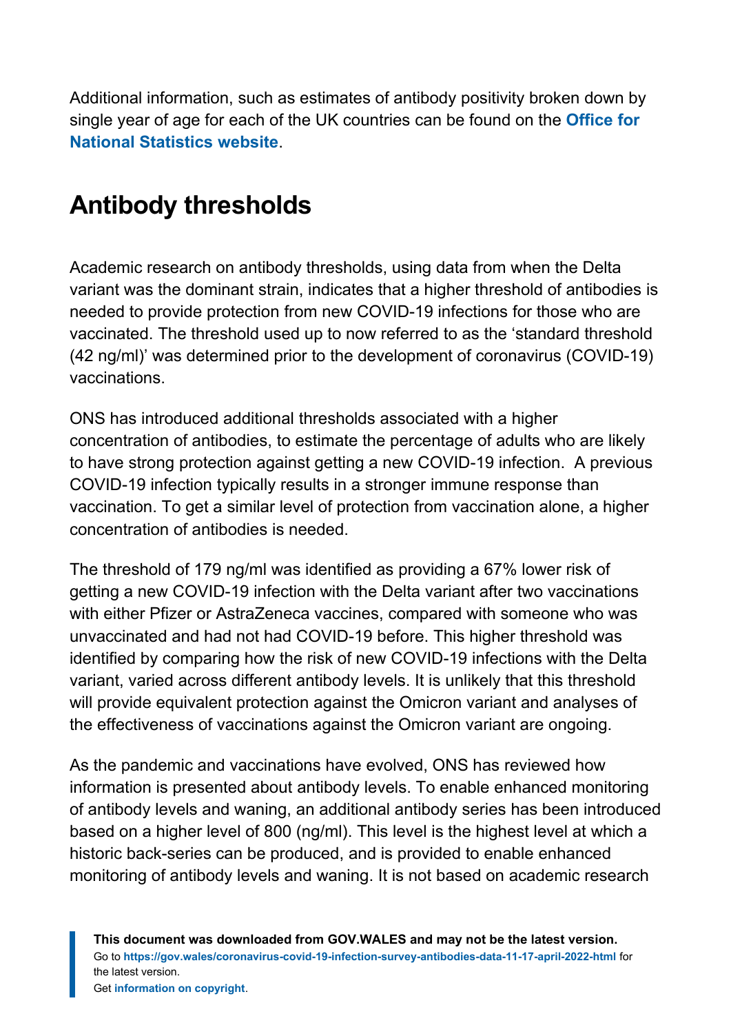Additional information, such as estimates of antibody positivity broken down by single year of age for each of the UK countries can be found on the **Office for National Statistics website**.

## Antibody thresholds

Academic research on antibody thresholds, using data from when the Delta variant was the dominant strain, indicates that a higher threshold of antibodies is needed to provide protection from new COVID-19 infections for those who are vaccinated. The threshold used up to now referred to as the 'standard threshold (42 ng/ml)' was determined prior to the development of coronavirus (COVID-19) vaccinations.

ONS has introduced additional thresholds associated with a higher concentration of antibodies, to estimate the percentage of adults who are likely to have strong protection against getting a new COVID-19 infection. A previous COVID-19 infection typically results in a stronger immune response than vaccination. To get a similar level of protection from vaccination alone, a higher concentration of antibodies is needed.

The threshold of 179 ng/ml was identified as providing a 67% lower risk of getting a new COVID-19 infection with the Delta variant after two vaccinations with either Pfizer or AstraZeneca vaccines, compared with someone who was unvaccinated and had not had COVID-19 before. This higher threshold was identified by comparing how the risk of new COVID-19 infections with the Delta variant, varied across different antibody levels. It is unlikely that this threshold will provide equivalent protection against the Omicron variant and analyses of the effectiveness of vaccinations against the Omicron variant are ongoing.

As the pandemic and vaccinations have evolved, ONS has reviewed how information is presented about antibody levels. To enable enhanced monitoring of antibody levels and waning, an additional antibody series has been introduced based on a higher level of 800 (ng/ml). This level is the highest level at which a historic back-series can be produced, and is provided to enable enhanced monitoring of antibody levels and waning. It is not based on academic research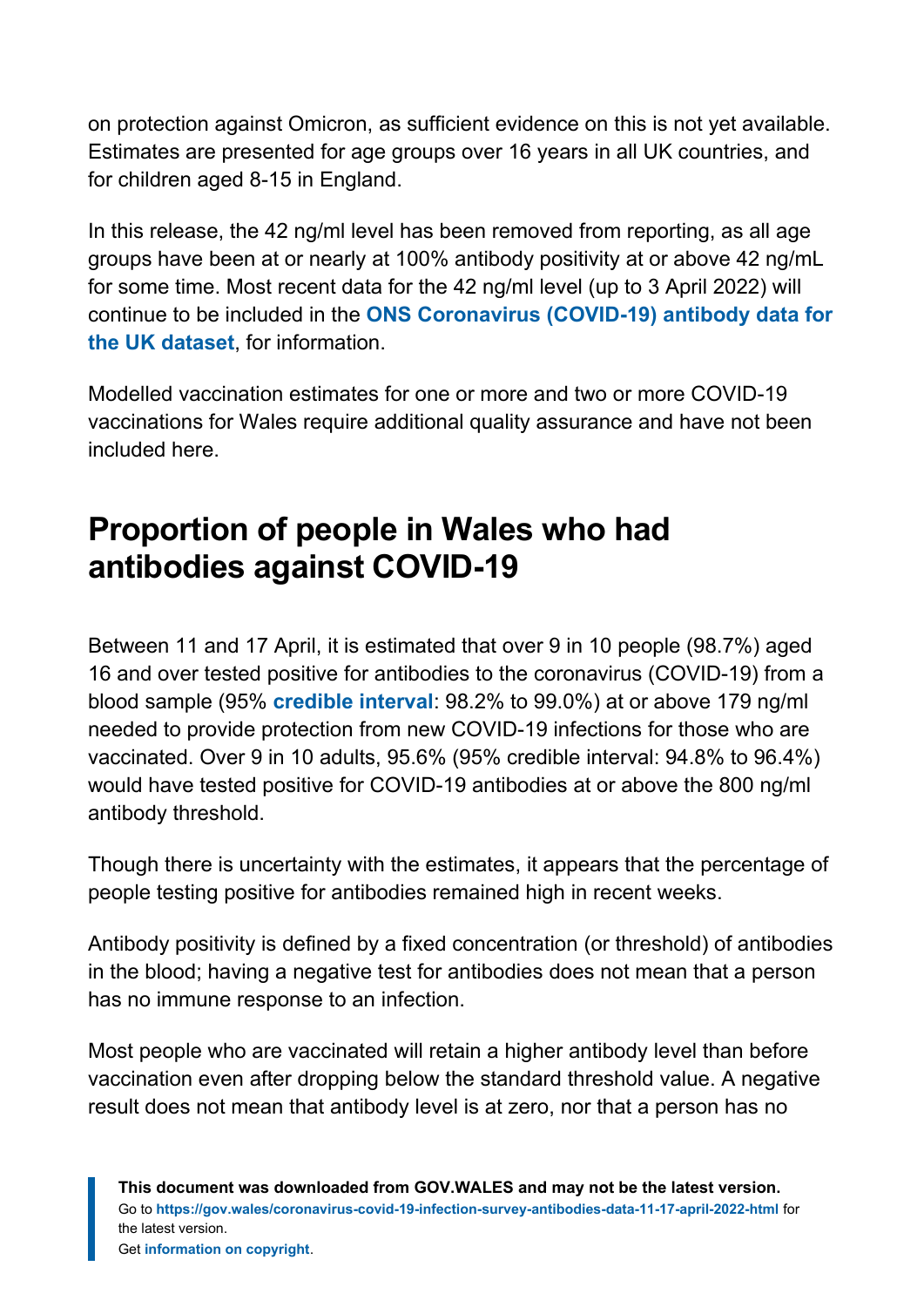on protection against Omicron, as sufficient evidence on this is not yet available. Estimates are presented for age groups over 16 years in all UK countries, and for children aged 8-15 in England.

In this release, the 42 ng/ml level has been removed from reporting, as all age groups have been at or nearly at 100% antibody positivity at or above 42 ng/mL for some time. Most recent data for the 42 ng/ml level (up to 3 April 2022) will continue to be included in the **ONS Coronavirus (COVID-19) antibody data for the UK dataset**, for information.

Modelled vaccination estimates for one or more and two or more COVID-19 vaccinations for Wales require additional quality assurance and have not been included here.

## Proportion of people in Wales who had antibodies against COVID-19

Between 11 and 17 April, it is estimated that over 9 in 10 people (98.7%) aged 16 and over tested positive for antibodies to the coronavirus (COVID-19) from a blood sample (95% **credible interval**: 98.2% to 99.0%) at or above 179 ng/ml needed to provide protection from new COVID-19 infections for those who are vaccinated. Over 9 in 10 adults, 95.6% (95% credible interval: 94.8% to 96.4%) would have tested positive for COVID-19 antibodies at or above the 800 ng/ml antibody threshold.

Though there is uncertainty with the estimates, it appears that the percentage of people testing positive for antibodies remained high in recent weeks.

Antibody positivity is defined by a fixed concentration (or threshold) of antibodies in the blood; having a negative test for antibodies does not mean that a person has no immune response to an infection.

Most people who are vaccinated will retain a higher antibody level than before vaccination even after dropping below the standard threshold value. A negative result does not mean that antibody level is at zero, nor that a person has no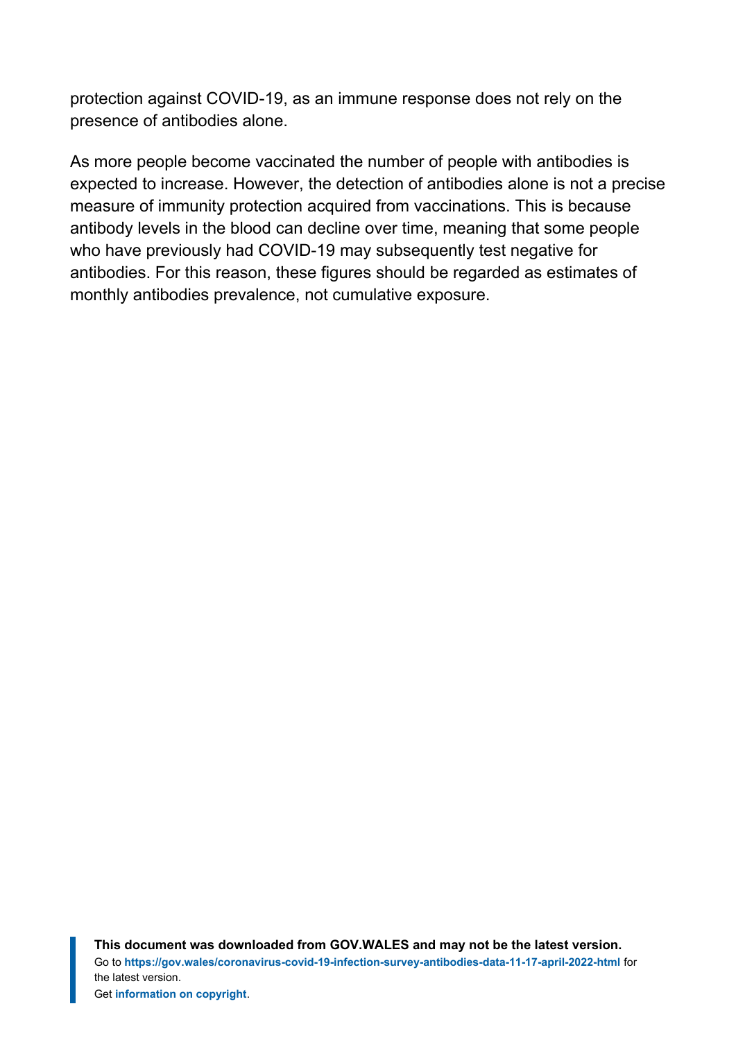protection against COVID-19, as an immune response does not rely on the presence of antibodies alone.

As more people become vaccinated the number of people with antibodies is expected to increase. However, the detection of antibodies alone is not a precise measure of immunity protection acquired from vaccinations. This is because antibody levels in the blood can decline over time, meaning that some people who have previously had COVID-19 may subsequently test negative for antibodies. For this reason, these figures should be regarded as estimates of monthly antibodies prevalence, not cumulative exposure.

**This document was downloaded from GOV.WALES and may not be the latest version.**
Go to **https://gov.wales/coronavirus-covid-19-infection-survey-antibodies-data-11-17-april-2022-html** for the latest version.
Get **information on copyright**.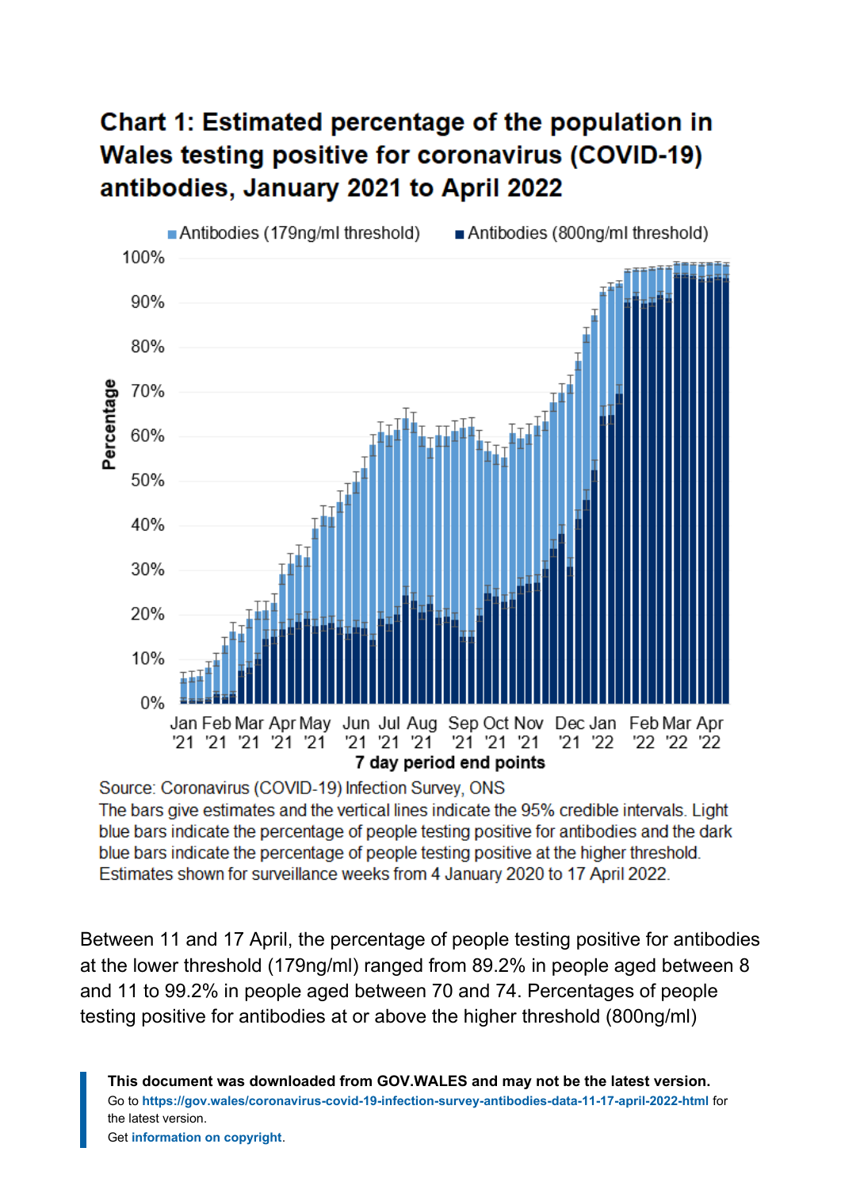## Chart 1: Estimated percentage of the population in Wales testing positive for coronavirus (COVID-19) antibodies, January 2021 to April 2022

Antibodies (179ng/ml threshold)
Antibodies (800ng/ml threshold)

100%
90%
80%
70%
60%
50%
40%
30%
20%
10%
0%

Percentage

Jan '21 Feb '21 Mar '21 Apr '21 May '21 Jun '21 Jul '21 Aug '21 Sep '21 Oct '21 Nov '21 Dec '21 Jan '22 Feb '22 Mar '22 Apr '22

7 day period end points

Source: Coronavirus (COVID-19) Infection Survey, ONS

The bars give estimates and the vertical lines indicate the 95% credible intervals. Light blue bars indicate the percentage of people testing positive for antibodies and the dark blue bars indicate the percentage of people testing positive at the higher threshold. Estimates shown for surveillance weeks from 4 January 2020 to 17 April 2022.

Between 11 and 17 April, the percentage of people testing positive for antibodies at the lower threshold (179ng/ml) ranged from 89.2% in people aged between 8 and 11 to 99.2% in people aged between 70 and 74. Percentages of people testing positive for antibodies at or above the higher threshold (800ng/ml)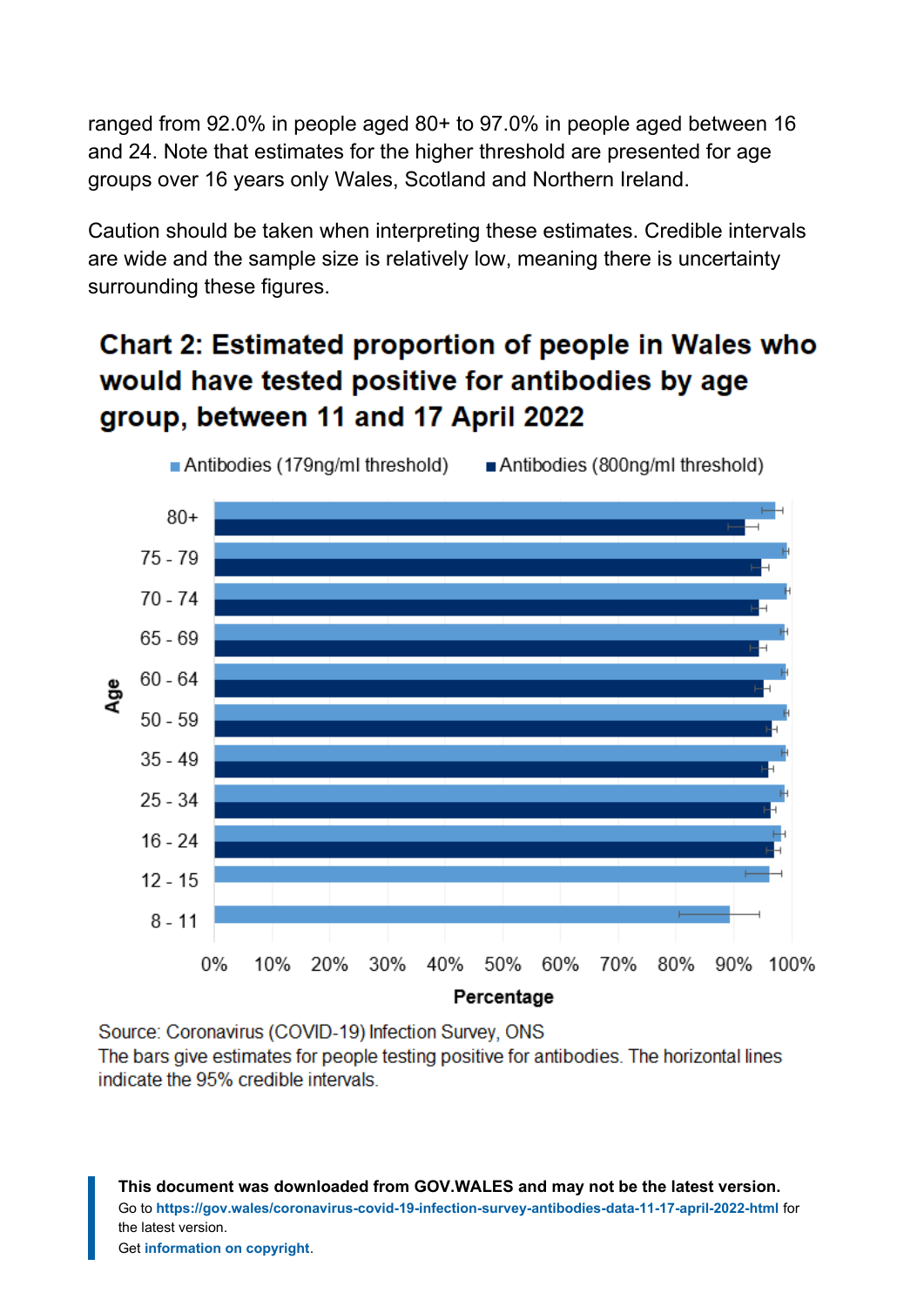ranged from 92.0% in people aged 80+ to 97.0% in people aged between 16 and 24. Note that estimates for the higher threshold are presented for age groups over 16 years only Wales, Scotland and Northern Ireland.

Caution should be taken when interpreting these estimates. Credible intervals are wide and the sample size is relatively low, meaning there is uncertainty surrounding these figures.

## Chart 2: Estimated proportion of people in Wales who would have tested positive for antibodies by age group, between 11 and 17 April 2022

Antibodies (179ng/ml threshold)
Antibodies (800ng/ml threshold)

Age
80+
75 - 79
70 - 74
65 - 69
60 - 64
50 - 59
35 - 49
25 - 34
16 - 24
12 - 15
8 - 11

0%
10%
20%
30%
40%
50%
60%
70%
80%
90%
100%

Percentage

Source: Coronavirus (COVID-19) Infection Survey, ONS
The bars give estimates for people testing positive for antibodies. The horizontal lines indicate the 95% credible intervals.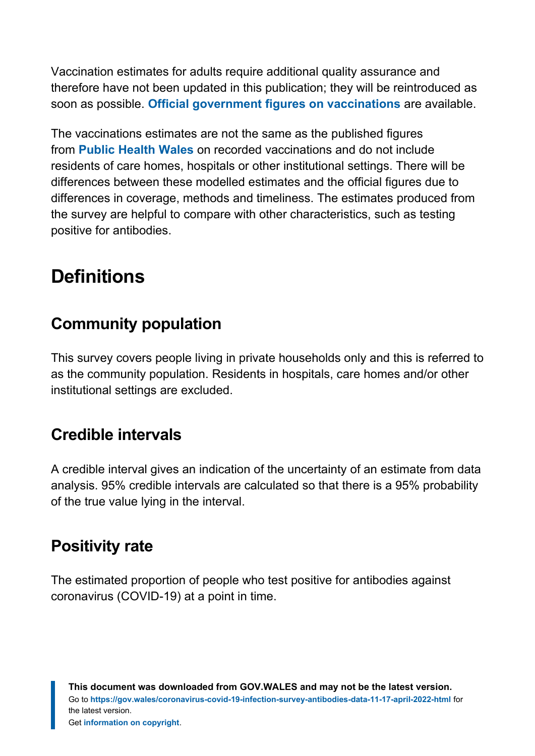Vaccination estimates for adults require additional quality assurance and therefore have not been updated in this publication; they will be reintroduced as soon as possible. **Official government figures on vaccinations** are available.

The vaccinations estimates are not the same as the published figures from **Public Health Wales** on recorded vaccinations and do not include residents of care homes, hospitals or other institutional settings. There will be differences between these modelled estimates and the official figures due to differences in coverage, methods and timeliness. The estimates produced from the survey are helpful to compare with other characteristics, such as testing positive for antibodies.

# Definitions

## Community population

This survey covers people living in private households only and this is referred to as the community population. Residents in hospitals, care homes and/or other institutional settings are excluded.

## Credible intervals

A credible interval gives an indication of the uncertainty of an estimate from data analysis. 95% credible intervals are calculated so that there is a 95% probability of the true value lying in the interval.

## Positivity rate

The estimated proportion of people who test positive for antibodies against coronavirus (COVID-19) at a point in time.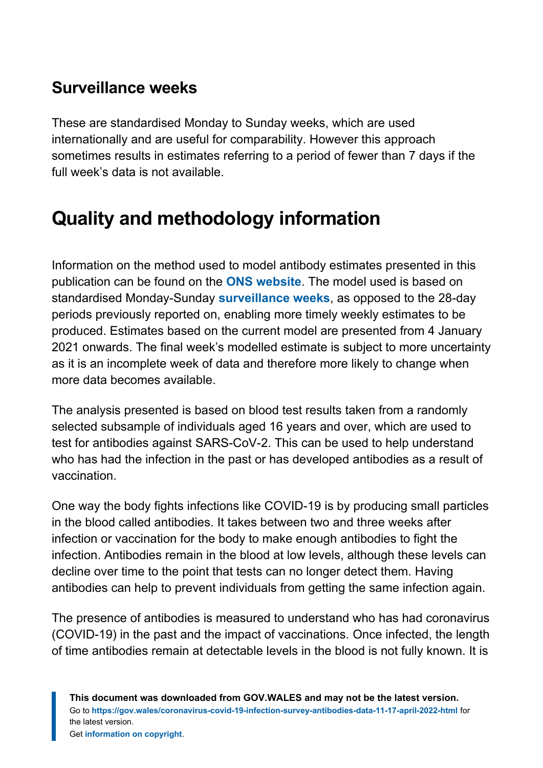### Surveillance weeks

These are standardised Monday to Sunday weeks, which are used internationally and are useful for comparability. However this approach sometimes results in estimates referring to a period of fewer than 7 days if the full week's data is not available.

## Quality and methodology information

Information on the method used to model antibody estimates presented in this publication can be found on the **ONS website**. The model used is based on standardised Monday-Sunday **surveillance weeks**, as opposed to the 28-day periods previously reported on, enabling more timely weekly estimates to be produced. Estimates based on the current model are presented from 4 January 2021 onwards. The final week's modelled estimate is subject to more uncertainty as it is an incomplete week of data and therefore more likely to change when more data becomes available.

The analysis presented is based on blood test results taken from a randomly selected subsample of individuals aged 16 years and over, which are used to test for antibodies against SARS-CoV-2. This can be used to help understand who has had the infection in the past or has developed antibodies as a result of vaccination.

One way the body fights infections like COVID-19 is by producing small particles in the blood called antibodies. It takes between two and three weeks after infection or vaccination for the body to make enough antibodies to fight the infection. Antibodies remain in the blood at low levels, although these levels can decline over time to the point that tests can no longer detect them. Having antibodies can help to prevent individuals from getting the same infection again.

The presence of antibodies is measured to understand who has had coronavirus (COVID-19) in the past and the impact of vaccinations. Once infected, the length of time antibodies remain at detectable levels in the blood is not fully known. It is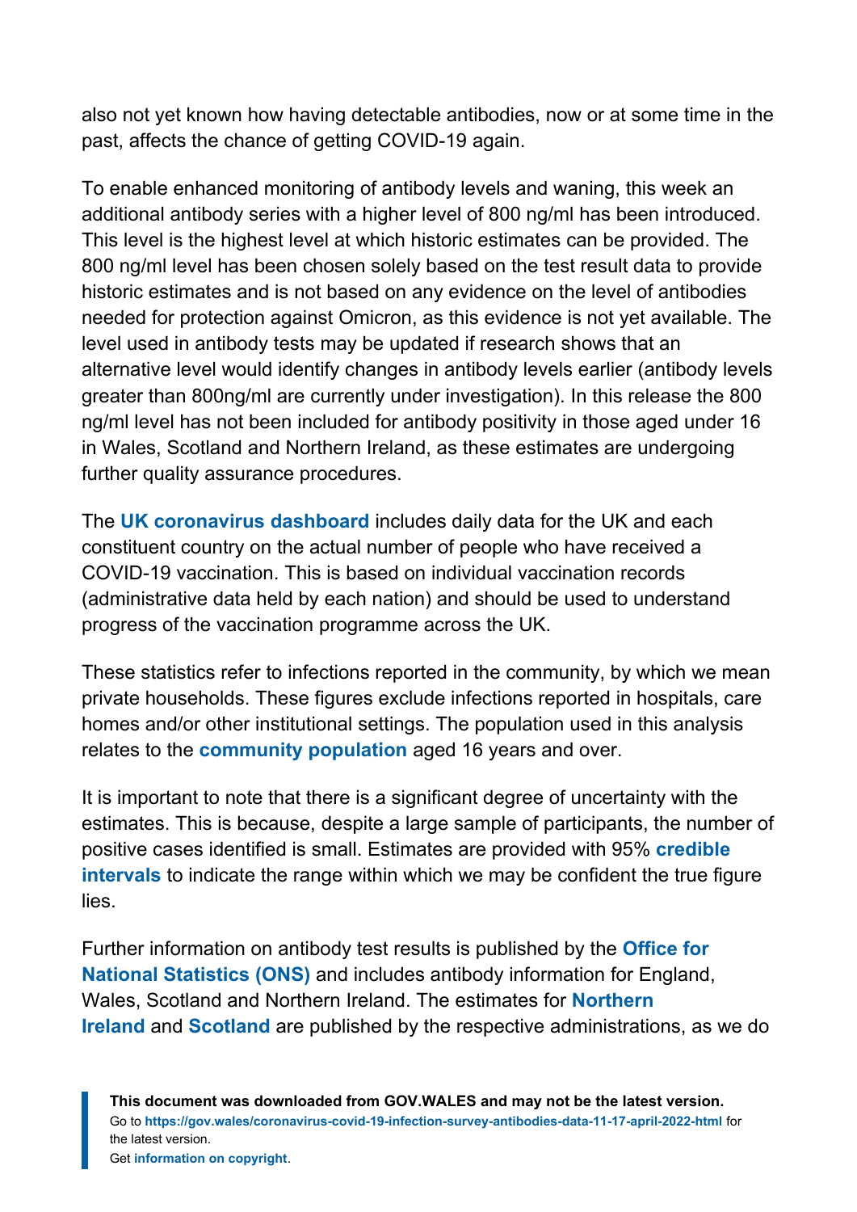also not yet known how having detectable antibodies, now or at some time in the past, affects the chance of getting COVID-19 again.

To enable enhanced monitoring of antibody levels and waning, this week an additional antibody series with a higher level of 800 ng/ml has been introduced. This level is the highest level at which historic estimates can be provided. The 800 ng/ml level has been chosen solely based on the test result data to provide historic estimates and is not based on any evidence on the level of antibodies needed for protection against Omicron, as this evidence is not yet available. The level used in antibody tests may be updated if research shows that an alternative level would identify changes in antibody levels earlier (antibody levels greater than 800ng/ml are currently under investigation). In this release the 800 ng/ml level has not been included for antibody positivity in those aged under 16 in Wales, Scotland and Northern Ireland, as these estimates are undergoing further quality assurance procedures.

The **UK coronavirus dashboard** includes daily data for the UK and each constituent country on the actual number of people who have received a COVID-19 vaccination. This is based on individual vaccination records (administrative data held by each nation) and should be used to understand progress of the vaccination programme across the UK.

These statistics refer to infections reported in the community, by which we mean private households. These figures exclude infections reported in hospitals, care homes and/or other institutional settings. The population used in this analysis relates to the **community population** aged 16 years and over.

It is important to note that there is a significant degree of uncertainty with the estimates. This is because, despite a large sample of participants, the number of positive cases identified is small. Estimates are provided with 95% **credible intervals** to indicate the range within which we may be confident the true figure lies.

Further information on antibody test results is published by the **Office for National Statistics (ONS)** and includes antibody information for England, Wales, Scotland and Northern Ireland. The estimates for **Northern Ireland** and **Scotland** are published by the respective administrations, as we do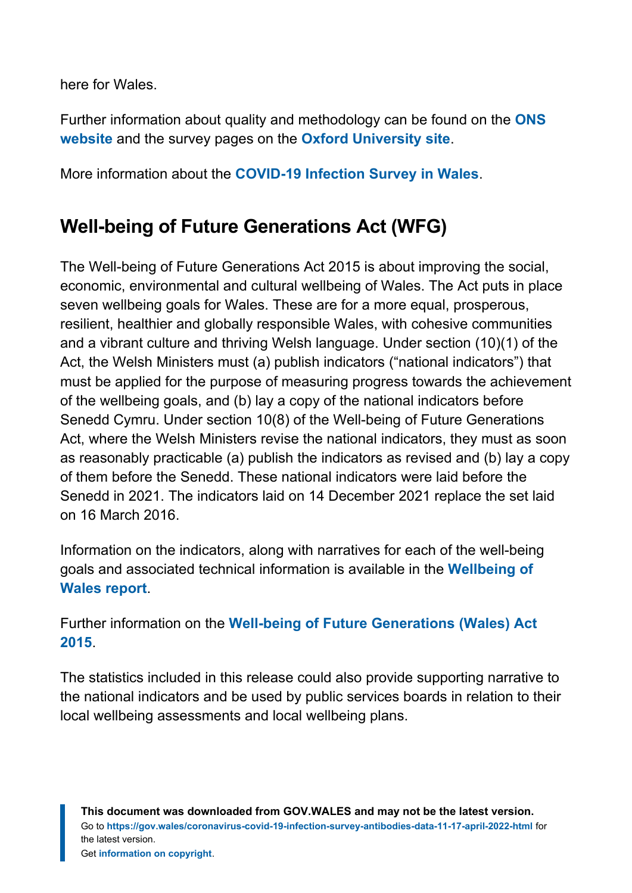here for Wales.

Further information about quality and methodology can be found on the **ONS website** and the survey pages on the **Oxford University site**.

More information about the **COVID-19 Infection Survey in Wales**.

## Well-being of Future Generations Act (WFG)

The Well-being of Future Generations Act 2015 is about improving the social, economic, environmental and cultural wellbeing of Wales. The Act puts in place seven wellbeing goals for Wales. These are for a more equal, prosperous, resilient, healthier and globally responsible Wales, with cohesive communities and a vibrant culture and thriving Welsh language. Under section (10)(1) of the Act, the Welsh Ministers must (a) publish indicators ("national indicators") that must be applied for the purpose of measuring progress towards the achievement of the wellbeing goals, and (b) lay a copy of the national indicators before Senedd Cymru. Under section 10(8) of the Well-being of Future Generations Act, where the Welsh Ministers revise the national indicators, they must as soon as reasonably practicable (a) publish the indicators as revised and (b) lay a copy of them before the Senedd. These national indicators were laid before the Senedd in 2021. The indicators laid on 14 December 2021 replace the set laid on 16 March 2016.

Information on the indicators, along with narratives for each of the well-being goals and associated technical information is available in the **Wellbeing of Wales report**.

Further information on the **Well-being of Future Generations (Wales) Act 2015**.

The statistics included in this release could also provide supporting narrative to the national indicators and be used by public services boards in relation to their local wellbeing assessments and local wellbeing plans.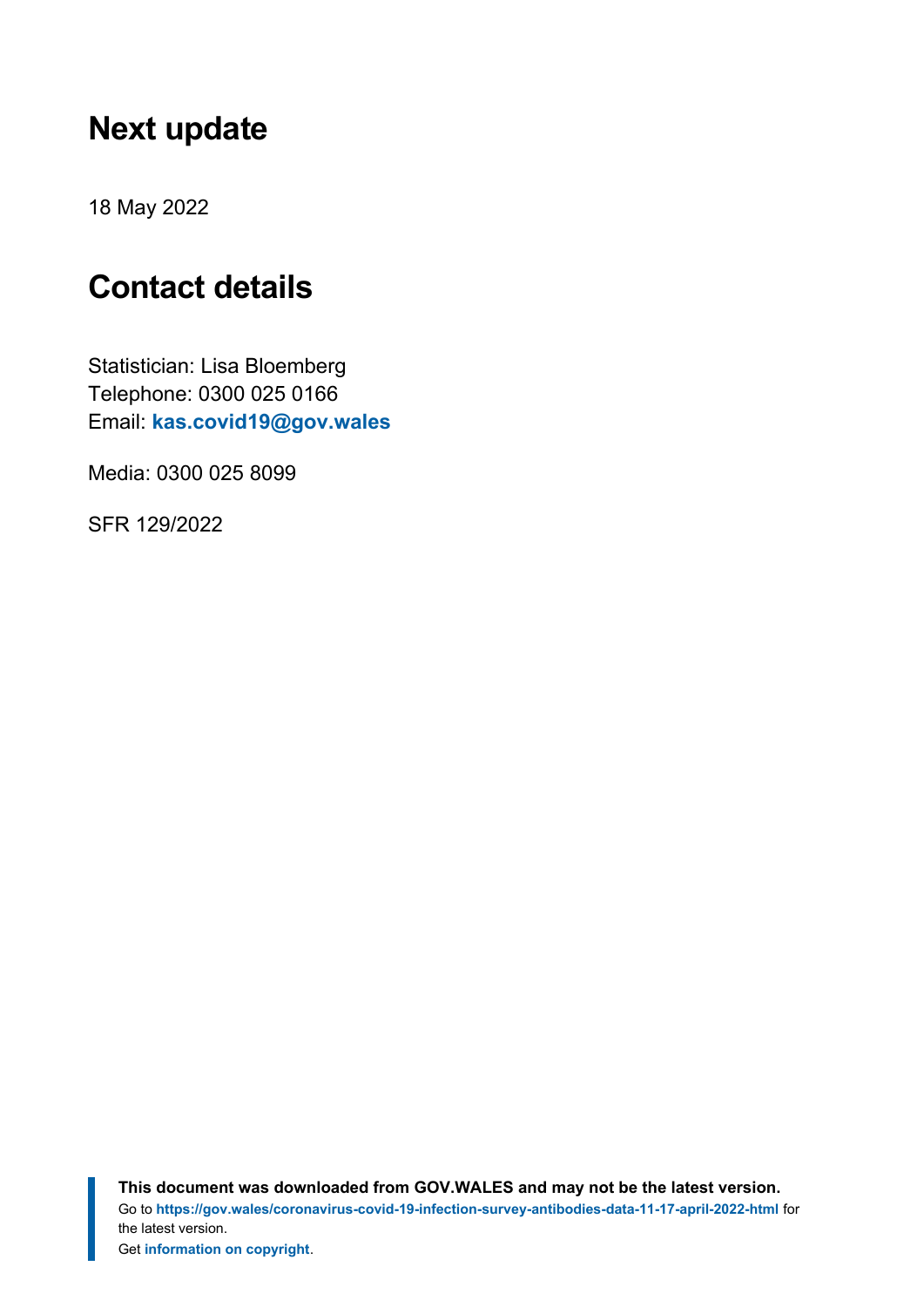## Next update

18 May 2022

## Contact details

Statistician: Lisa Bloemberg
Telephone: 0300 025 0166
Email: **kas.covid19@gov.wales**

Media: 0300 025 8099

SFR 129/2022

**This document was downloaded from GOV.WALES and may not be the latest version.**
Go to **https://gov.wales/coronavirus-covid-19-infection-survey-antibodies-data-11-17-april-2022-html** for the latest version.
Get **information on copyright**.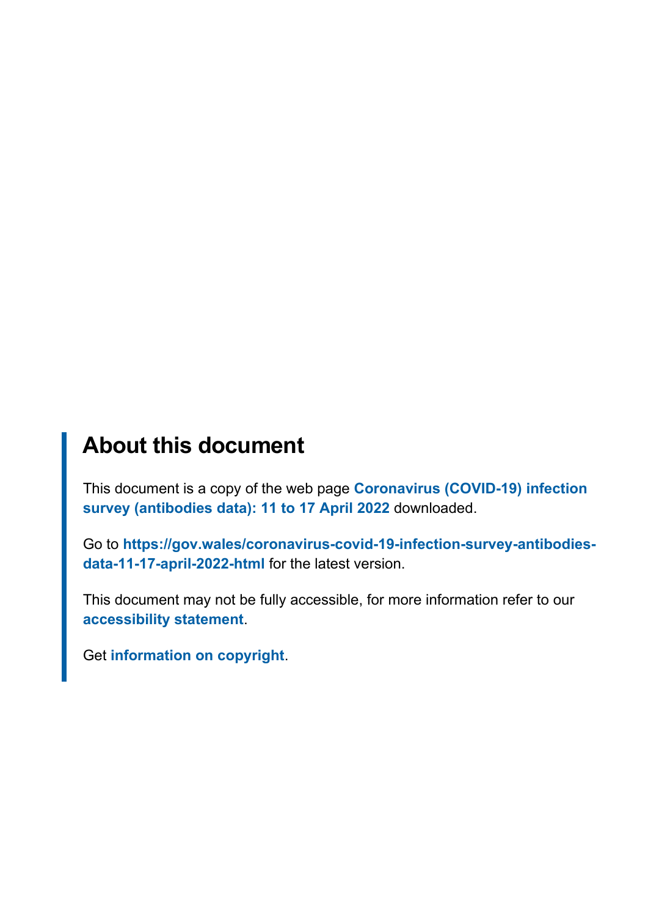## About this document

This document is a copy of the web page **Coronavirus (COVID-19) infection survey (antibodies data): 11 to 17 April 2022** downloaded.

Go to **https://gov.wales/coronavirus-covid-19-infection-survey-antibodies-data-11-17-april-2022-html** for the latest version.

This document may not be fully accessible, for more information refer to our **accessibility statement**.

Get **information on copyright**.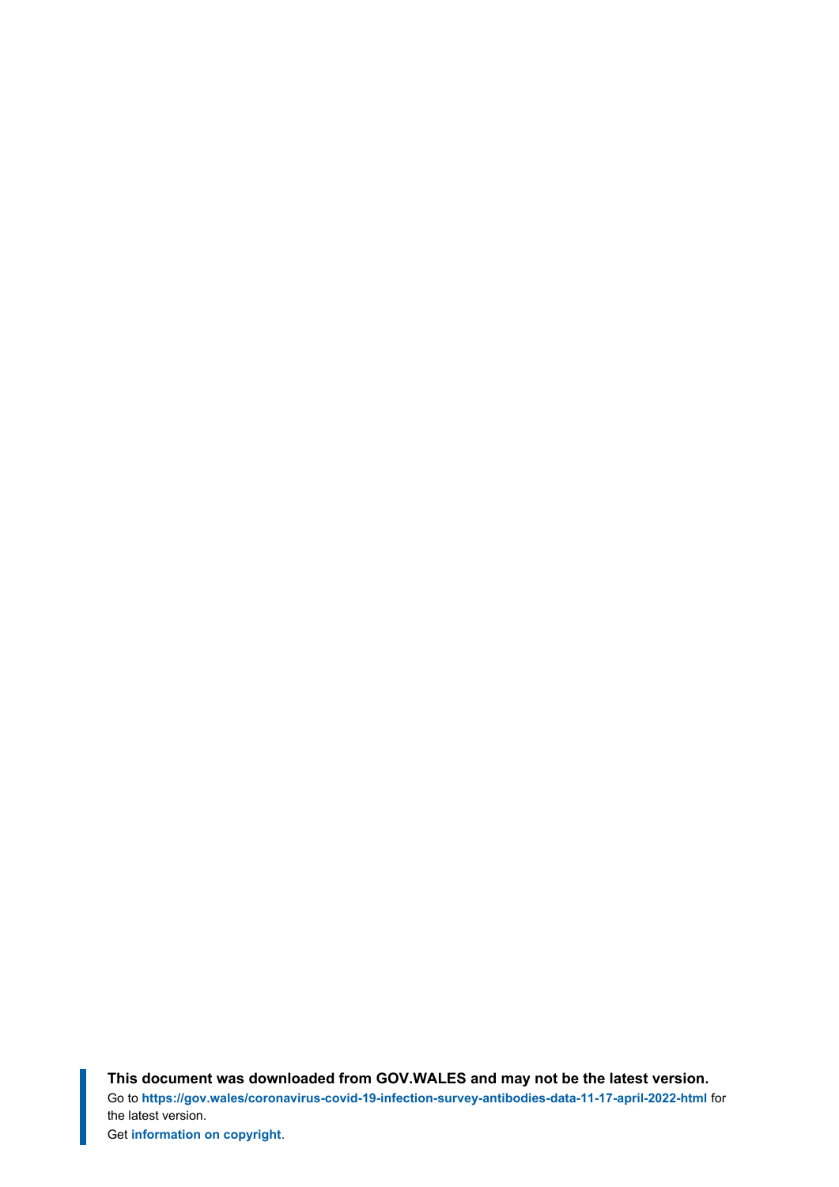**This document was downloaded from GOV.WALES and may not be the latest version.**

Go to **https://gov.wales/coronavirus-covid-19-infection-survey-antibodies-data-11-17-april-2022-html** for the latest version.

Get **information on copyright**.